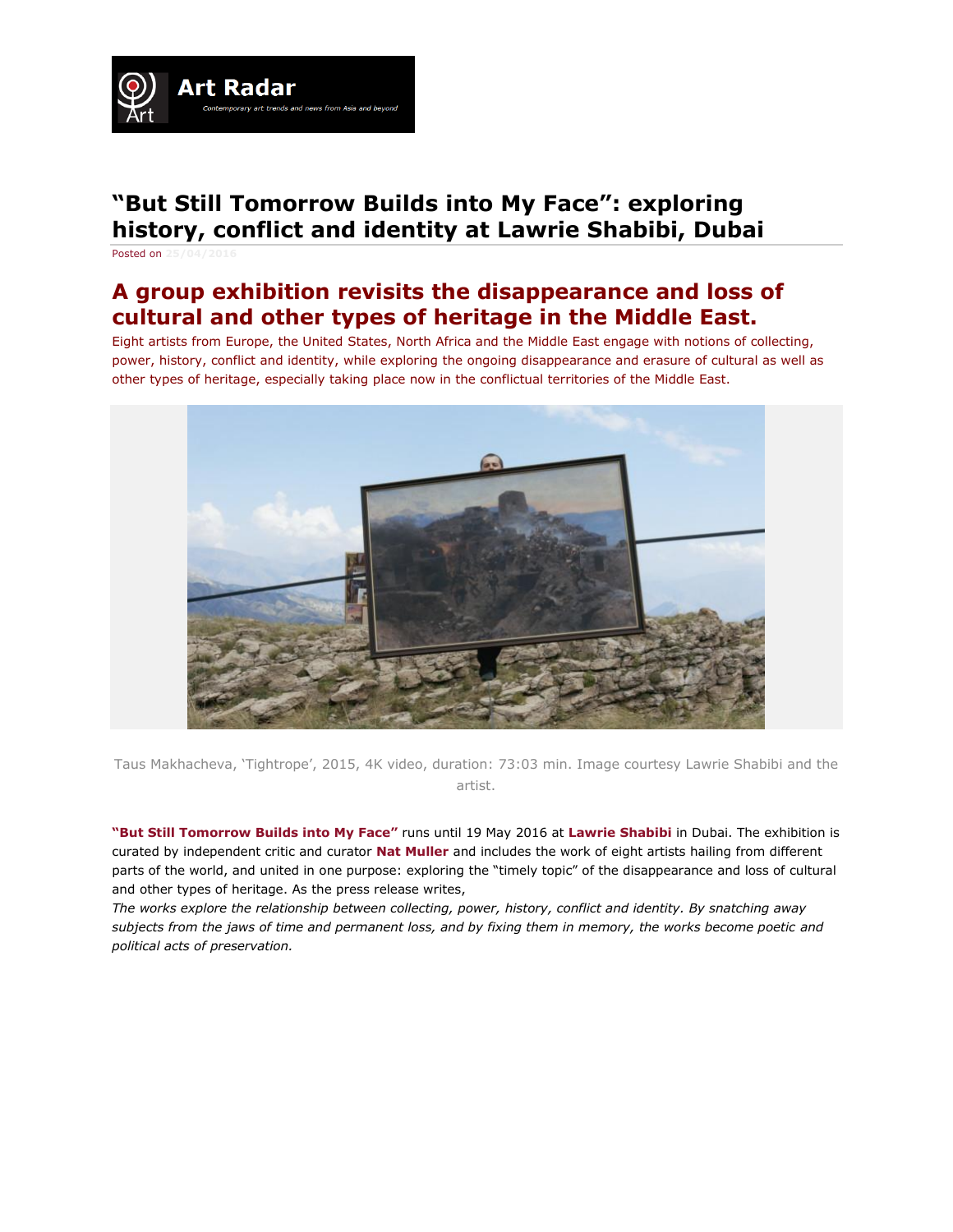# "But Still Tomorrow Builds into My Face": exploring history, conflict and identity at Lawrie Shabibi, Dubai

Posted on 25/04/2016

## A group exhibition revisits the disappearance and loss of cultural and other types of heritage in the Middle East.

Eight artists from Europe, the United States, North Africa and the Middle East engage with notions of collecting, power, history, conflict and identity, while exploring the ongoing disappearance and erasure of cultural as well as other types of heritage, especially taking place now in the conflictual territories of the Middle East.

Taus Makhacheva, 'Tightrope', 2015, 4K video, duration: 73:03 min. Image courtesy Lawrie Shabibi and the artist.

**"But Still Tomorrow Builds into My Face"** runs until 19 May 2016 at **Lawrie Shabibi** in Dubai. The exhibition is curated by independent critic and curator **Nat Muller** and includes the work of eight artists hailing from different parts of the world, and united in one purpose: exploring the "timely topic" of the disappearance and loss of cultural and other types of heritage. As the press release writes,

*The works explore the relationship between collecting, power, history, conflict and identity. By snatching away subjects from the jaws of time and permanent loss, and by fixing them in memory, the works become poetic and political acts of preservation.*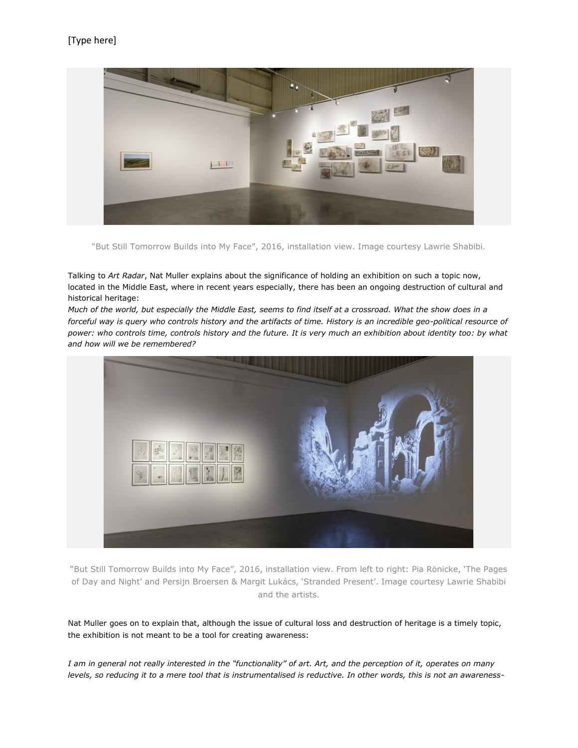[Type here]

"But Still Tomorrow Builds into My Face", 2016, installation view. Image courtesy Lawrie Shabibi.

Talking to *Art Radar*, Nat Muller explains about the significance of holding an exhibition on such a topic now, located in the Middle East, where in recent years especially, there has been an ongoing destruction of cultural and historical heritage:

*Much of the world, but especially the Middle East, seems to find itself at a crossroad. What the show does in a forceful way is query who controls history and the artifacts of time. History is an incredible geo-political resource of power: who controls time, controls history and the future. It is very much an exhibition about identity too: by what and how will we be remembered?*

"But Still Tomorrow Builds into My Face", 2016, installation view. From left to right: Pia Rönicke, 'The Pages of Day and Night' and Persijn Broersen & Margit Lukács, 'Stranded Present'. Image courtesy Lawrie Shabibi and the artists.

Nat Muller goes on to explain that, although the issue of cultural loss and destruction of heritage is a timely topic, the exhibition is not meant to be a tool for creating awareness:

*I am in general not really interested in the "functionality" of art. Art, and the perception of it, operates on many levels, so reducing it to a mere tool that is instrumentalised is reductive. In other words, this is not an awareness-*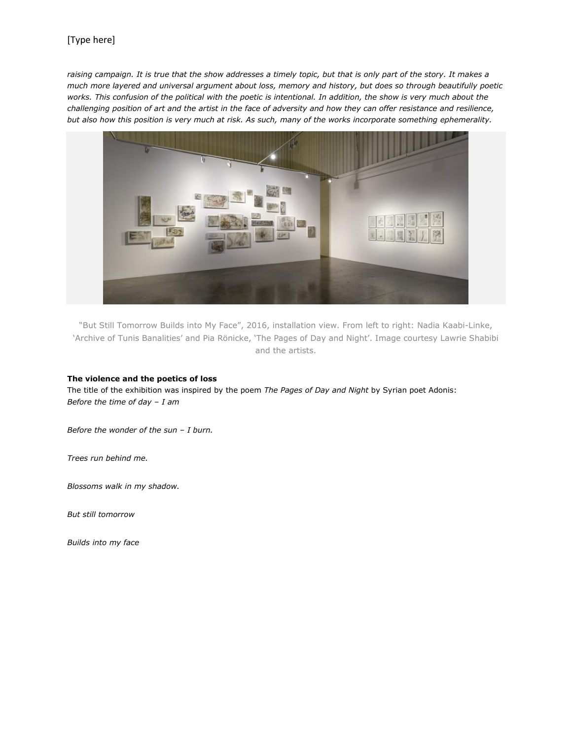*raising campaign. It is true that the show addresses a timely topic, but that is only part of the story. It makes a much more layered and universal argument about loss, memory and history, but does so through beautifully poetic works. This confusion of the political with the poetic is intentional. In addition, the show is very much about the challenging position of art and the artist in the face of adversity and how they can offer resistance and resilience, but also how this position is very much at risk. As such, many of the works incorporate something ephemerality.*

"But Still Tomorrow Builds into My Face", 2016, installation view. From left to right: Nadia Kaabi-Linke, 'Archive of Tunis Banalities' and Pia Rönicke, 'The Pages of Day and Night'. Image courtesy Lawrie Shabibi and the artists.

**The violence and the poetics of loss**

The title of the exhibition was inspired by the poem *The Pages of Day and Night* by Syrian poet Adonis:

*Before the time of day – I am*

*Before the wonder of the sun – I burn.*

*Trees run behind me.*

*Blossoms walk in my shadow.*

*But still tomorrow*

*Builds into my face*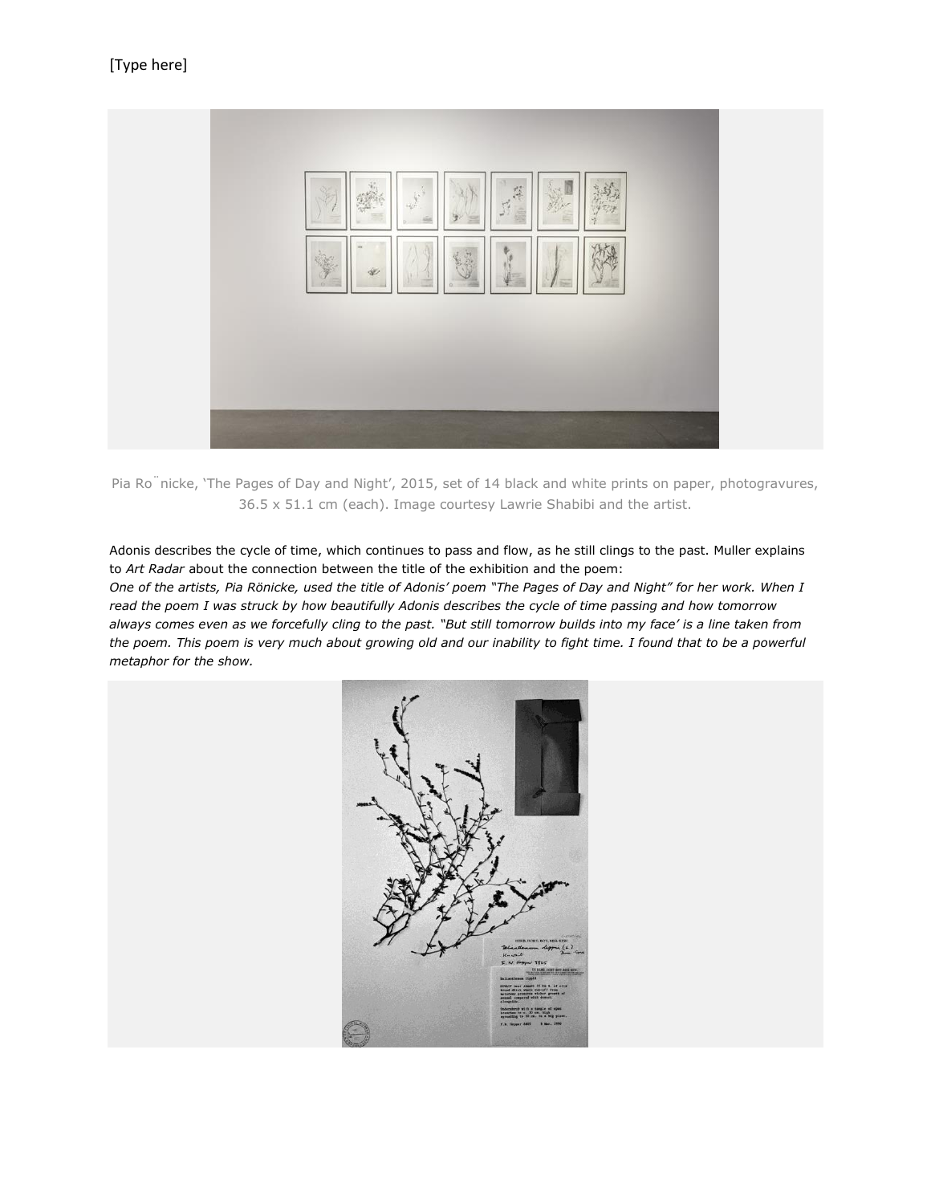Pia Rönicke, 'The Pages of Day and Night', 2015, set of 14 black and white prints on paper, photogravures, 36.5 x 51.1 cm (each). Image courtesy Lawrie Shabibi and the artist.

Adonis describes the cycle of time, which continues to pass and flow, as he still clings to the past. Muller explains to *Art Radar* about the connection between the title of the exhibition and the poem:

*One of the artists, Pia Rönicke, used the title of Adonis' poem "The Pages of Day and Night" for her work. When I read the poem I was struck by how beautifully Adonis describes the cycle of time passing and how tomorrow always comes even as we forcefully cling to the past. "But still tomorrow builds into my face' is a line taken from the poem. This poem is very much about growing old and our inability to fight time. I found that to be a powerful metaphor for the show.*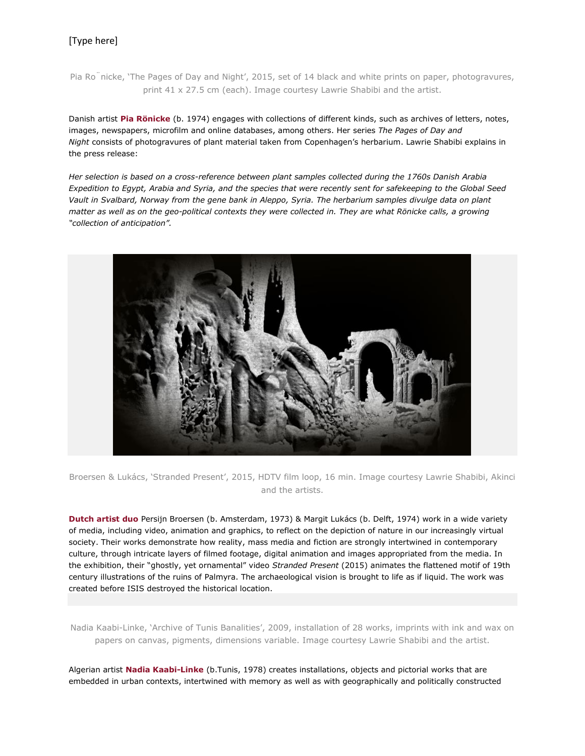[Type here]

Pia Rönicke, 'The Pages of Day and Night', 2015, set of 14 black and white prints on paper, photogravures, print 41 x 27.5 cm (each). Image courtesy Lawrie Shabibi and the artist.

Danish artist **Pia Rönicke** (b. 1974) engages with collections of different kinds, such as archives of letters, notes, images, newspapers, microfilm and online databases, among others. Her series *The Pages of Day and Night* consists of photogravures of plant material taken from Copenhagen's herbarium. Lawrie Shabibi explains in the press release:

*Her selection is based on a cross-reference between plant samples collected during the 1760s Danish Arabia Expedition to Egypt, Arabia and Syria, and the species that were recently sent for safekeeping to the Global Seed Vault in Svalbard, Norway from the gene bank in Aleppo, Syria. The herbarium samples divulge data on plant matter as well as on the geo-political contexts they were collected in. They are what Rönicke calls, a growing "collection of anticipation".*

Broersen & Lukács, 'Stranded Present', 2015, HDTV film loop, 16 min. Image courtesy Lawrie Shabibi, Akinci and the artists.

**Dutch artist duo** Persijn Broersen (b. Amsterdam, 1973) & Margit Lukács (b. Delft, 1974) work in a wide variety of media, including video, animation and graphics, to reflect on the depiction of nature in our increasingly virtual society. Their works demonstrate how reality, mass media and fiction are strongly intertwined in contemporary culture, through intricate layers of filmed footage, digital animation and images appropriated from the media. In the exhibition, their "ghostly, yet ornamental" video *Stranded Present* (2015) animates the flattened motif of 19th century illustrations of the ruins of Palmyra. The archaeological vision is brought to life as if liquid. The work was created before ISIS destroyed the historical location.

Nadia Kaabi-Linke, 'Archive of Tunis Banalities', 2009, installation of 28 works, imprints with ink and wax on papers on canvas, pigments, dimensions variable. Image courtesy Lawrie Shabibi and the artist.

Algerian artist **Nadia Kaabi-Linke** (b.Tunis, 1978) creates installations, objects and pictorial works that are embedded in urban contexts, intertwined with memory as well as with geographically and politically constructed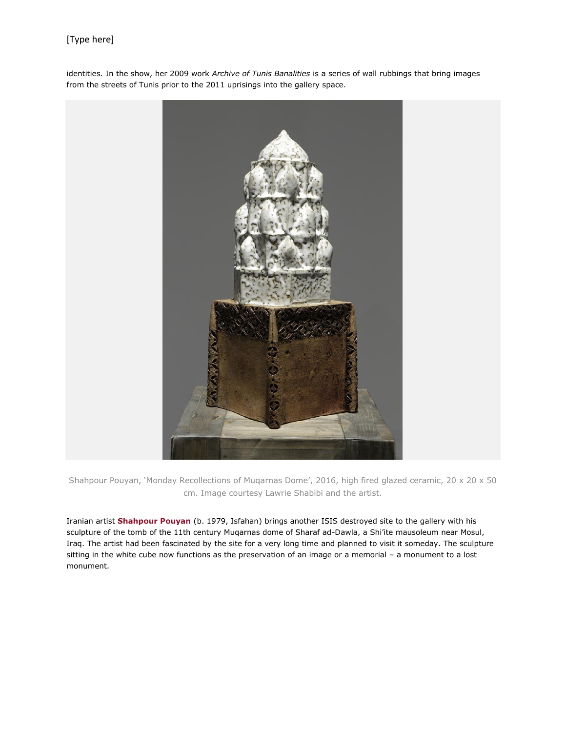identities. In the show, her 2009 work *Archive of Tunis Banalities* is a series of wall rubbings that bring images from the streets of Tunis prior to the 2011 uprisings into the gallery space.

Shahpour Pouyan, 'Monday Recollections of Muqarnas Dome', 2016, high fired glazed ceramic, 20 x 20 x 50 cm. Image courtesy Lawrie Shabibi and the artist.

Iranian artist **Shahpour Pouyan** (b. 1979, Isfahan) brings another ISIS destroyed site to the gallery with his sculpture of the tomb of the 11th century Muqarnas dome of Sharaf ad-Dawla, a Shi'ite mausoleum near Mosul, Iraq. The artist had been fascinated by the site for a very long time and planned to visit it someday. The sculpture sitting in the white cube now functions as the preservation of an image or a memorial – a monument to a lost monument.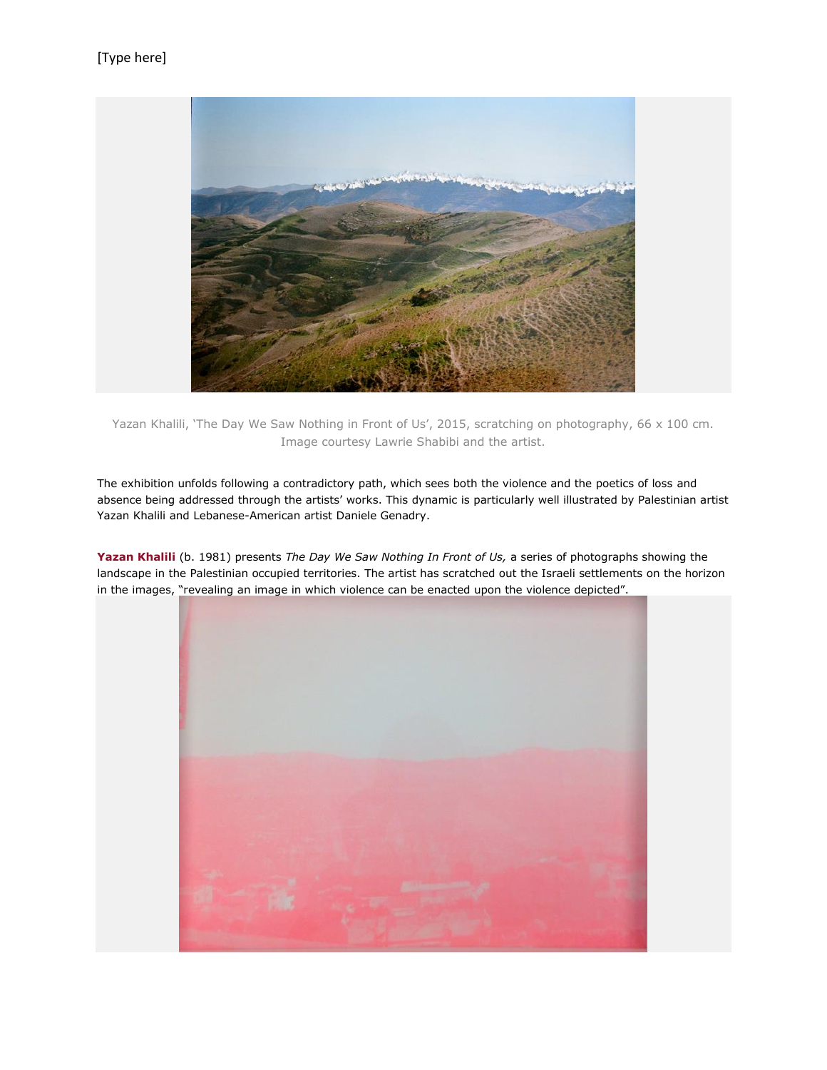Yazan Khalili, 'The Day We Saw Nothing in Front of Us', 2015, scratching on photography, 66 x 100 cm. Image courtesy Lawrie Shabibi and the artist.

The exhibition unfolds following a contradictory path, which sees both the violence and the poetics of loss and absence being addressed through the artists' works. This dynamic is particularly well illustrated by Palestinian artist Yazan Khalili and Lebanese-American artist Daniele Genadry.

**Yazan Khalili** (b. 1981) presents *The Day We Saw Nothing In Front of Us,* a series of photographs showing the landscape in the Palestinian occupied territories. The artist has scratched out the Israeli settlements on the horizon in the images, "revealing an image in which violence can be enacted upon the violence depicted".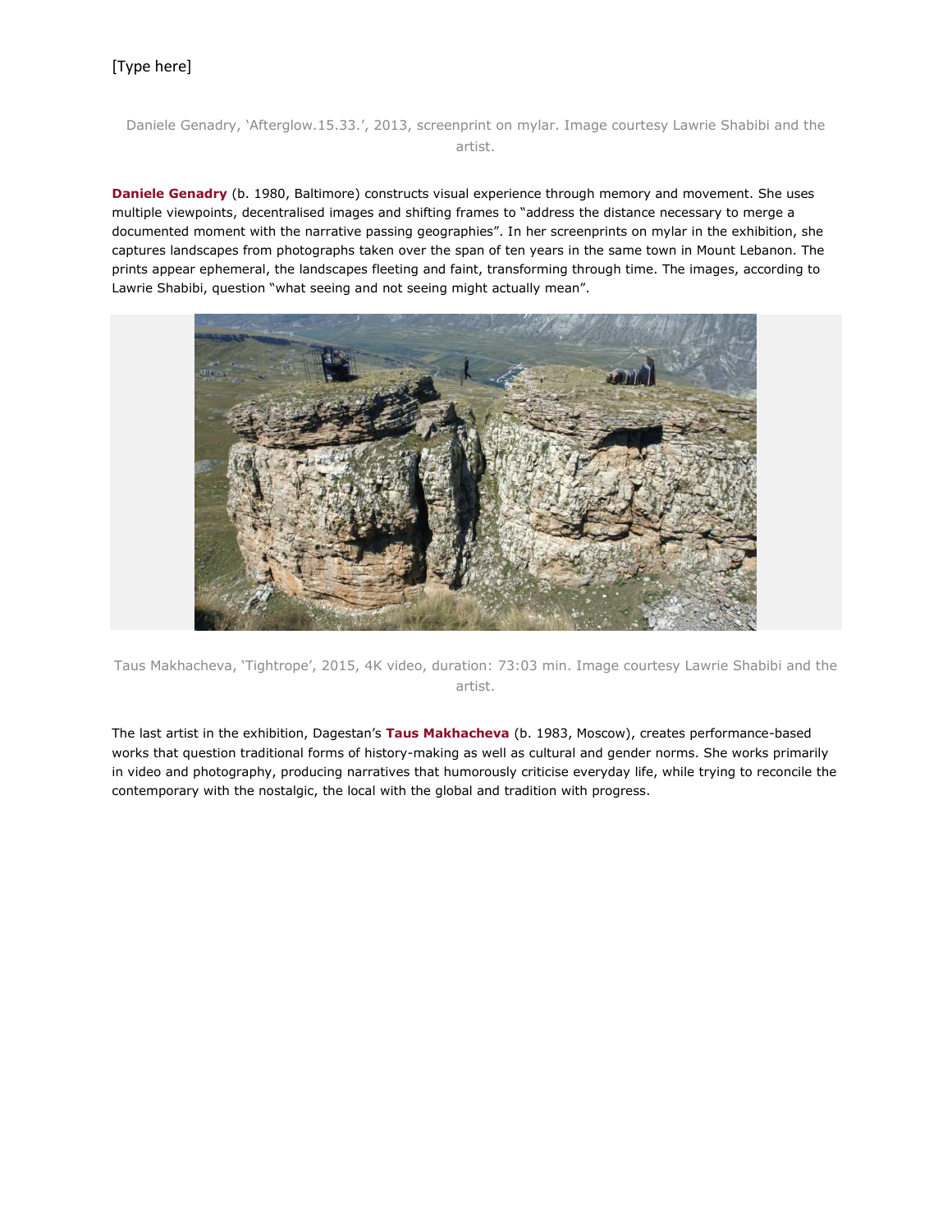Daniele Genadry, 'Afterglow.15.33.', 2013, screenprint on mylar. Image courtesy Lawrie Shabibi and the artist.

**Daniele Genadry** (b. 1980, Baltimore) constructs visual experience through memory and movement. She uses multiple viewpoints, decentralised images and shifting frames to "address the distance necessary to merge a documented moment with the narrative passing geographies". In her screenprints on mylar in the exhibition, she captures landscapes from photographs taken over the span of ten years in the same town in Mount Lebanon. The prints appear ephemeral, the landscapes fleeting and faint, transforming through time. The images, according to Lawrie Shabibi, question "what seeing and not seeing might actually mean".

Taus Makhacheva, 'Tightrope', 2015, 4K video, duration: 73:03 min. Image courtesy Lawrie Shabibi and the artist.

The last artist in the exhibition, Dagestan's **Taus Makhacheva** (b. 1983, Moscow), creates performance-based works that question traditional forms of history-making as well as cultural and gender norms. She works primarily in video and photography, producing narratives that humorously criticise everyday life, while trying to reconcile the contemporary with the nostalgic, the local with the global and tradition with progress.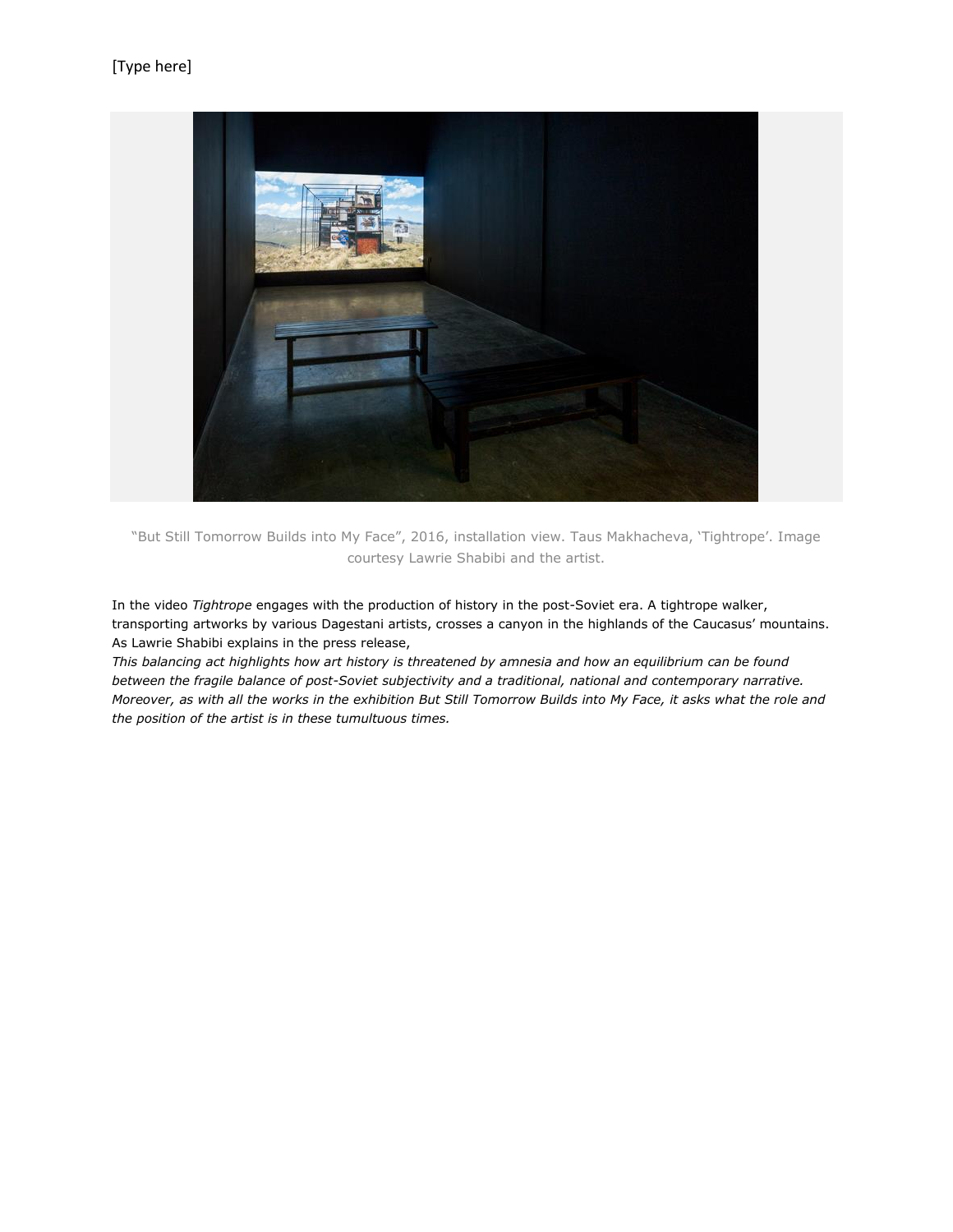"But Still Tomorrow Builds into My Face", 2016, installation view. Taus Makhacheva, 'Tightrope'. Image courtesy Lawrie Shabibi and the artist.

In the video *Tightrope* engages with the production of history in the post-Soviet era. A tightrope walker, transporting artworks by various Dagestani artists, crosses a canyon in the highlands of the Caucasus' mountains. As Lawrie Shabibi explains in the press release,

*This balancing act highlights how art history is threatened by amnesia and how an equilibrium can be found between the fragile balance of post-Soviet subjectivity and a traditional, national and contemporary narrative. Moreover, as with all the works in the exhibition But Still Tomorrow Builds into My Face, it asks what the role and the position of the artist is in these tumultuous times.*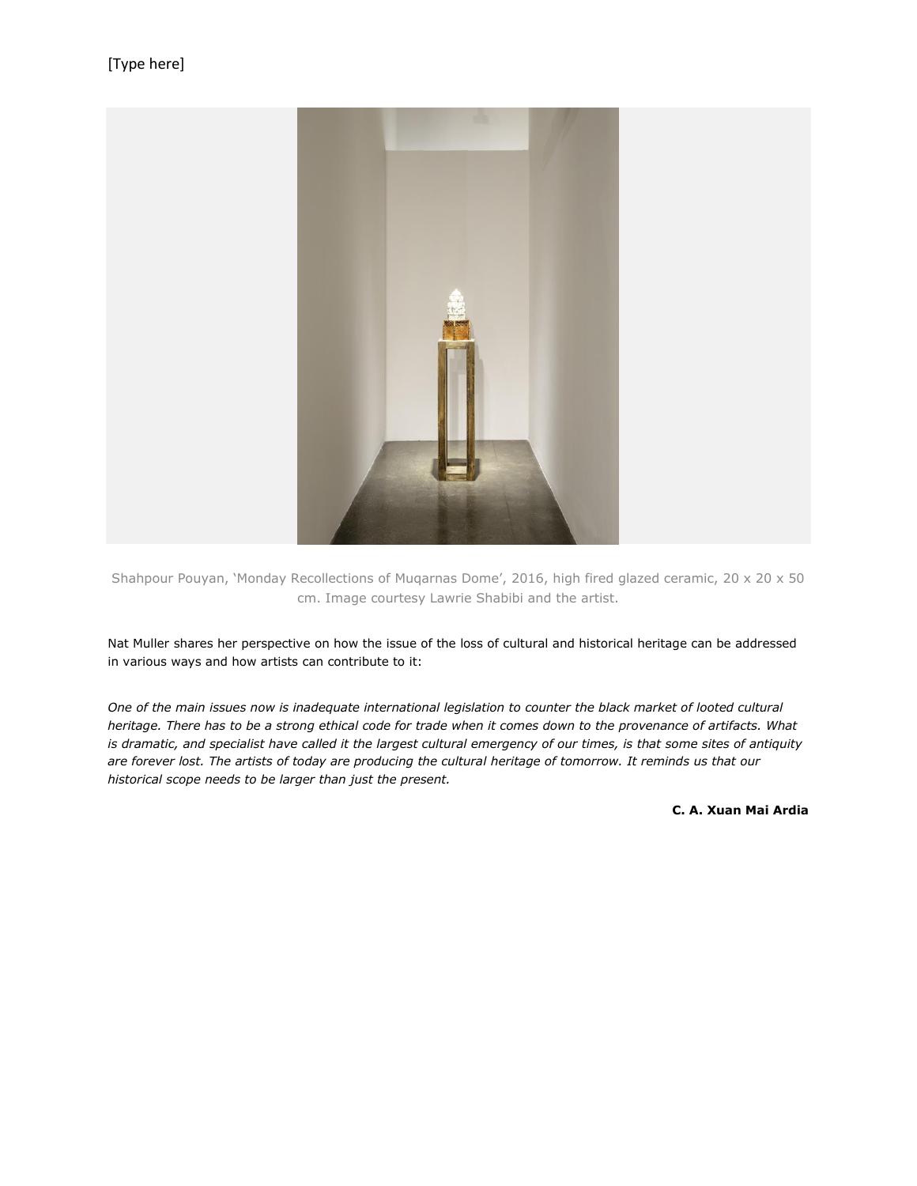Shahpour Pouyan, 'Monday Recollections of Muqarnas Dome', 2016, high fired glazed ceramic, 20 x 20 x 50 cm. Image courtesy Lawrie Shabibi and the artist.

Nat Muller shares her perspective on how the issue of the loss of cultural and historical heritage can be addressed in various ways and how artists can contribute to it:

*One of the main issues now is inadequate international legislation to counter the black market of looted cultural heritage. There has to be a strong ethical code for trade when it comes down to the provenance of artifacts. What is dramatic, and specialist have called it the largest cultural emergency of our times, is that some sites of antiquity are forever lost. The artists of today are producing the cultural heritage of tomorrow. It reminds us that our historical scope needs to be larger than just the present.*

**C. A. Xuan Mai Ardia**